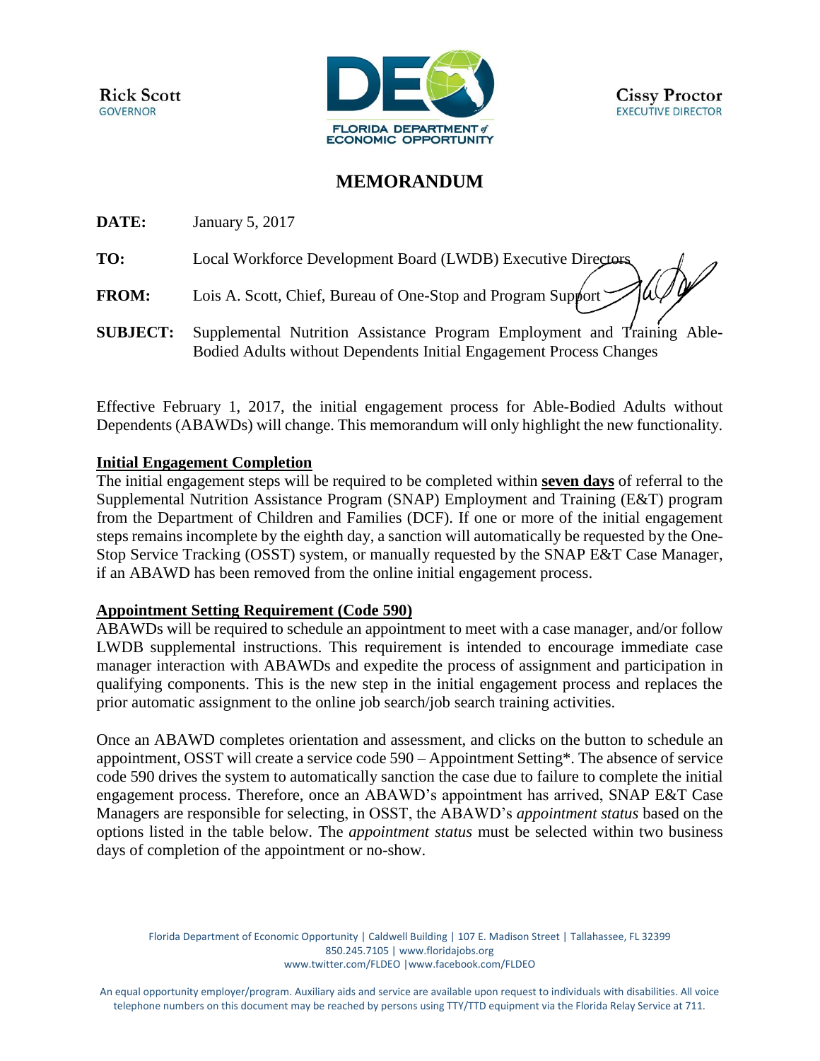Rick Scott
GOVERNOR

FLORIDA DEPARTMENT of ECONOMIC OPPORTUNITY

Cissy Proctor
EXECUTIVE DIRECTOR

# MEMORANDUM

**DATE:** January 5, 2017

**TO:** Local Workforce Development Board (LWDB) Executive Directors

**FROM:** Lois A. Scott, Chief, Bureau of One-Stop and Program Support

**SUBJECT:** Supplemental Nutrition Assistance Program Employment and Training Able-Bodied Adults without Dependents Initial Engagement Process Changes

Effective February 1, 2017, the initial engagement process for Able-Bodied Adults without Dependents (ABAWDs) will change. This memorandum will only highlight the new functionality.

## Initial Engagement Completion

The initial engagement steps will be required to be completed within **seven days** of referral to the Supplemental Nutrition Assistance Program (SNAP) Employment and Training (E&T) program from the Department of Children and Families (DCF). If one or more of the initial engagement steps remains incomplete by the eighth day, a sanction will automatically be requested by the One-Stop Service Tracking (OSST) system, or manually requested by the SNAP E&T Case Manager, if an ABAWD has been removed from the online initial engagement process.

## Appointment Setting Requirement (Code 590)

ABAWDs will be required to schedule an appointment to meet with a case manager, and/or follow LWDB supplemental instructions. This requirement is intended to encourage immediate case manager interaction with ABAWDs and expedite the process of assignment and participation in qualifying components. This is the new step in the initial engagement process and replaces the prior automatic assignment to the online job search/job search training activities.

Once an ABAWD completes orientation and assessment, and clicks on the button to schedule an appointment, OSST will create a service code 590 – Appointment Setting*. The absence of service code 590 drives the system to automatically sanction the case due to failure to complete the initial engagement process. Therefore, once an ABAWD's appointment has arrived, SNAP E&T Case Managers are responsible for selecting, in OSST, the ABAWD's *appointment status* based on the options listed in the table below. The *appointment status* must be selected within two business days of completion of the appointment or no-show.

Florida Department of Economic Opportunity | Caldwell Building | 107 E. Madison Street | Tallahassee, FL 32399
850.245.7105 | www.floridajobs.org
www.twitter.com/FLDEO |www.facebook.com/FLDEO

An equal opportunity employer/program. Auxiliary aids and service are available upon request to individuals with disabilities. All voice telephone numbers on this document may be reached by persons using TTY/TTD equipment via the Florida Relay Service at 711.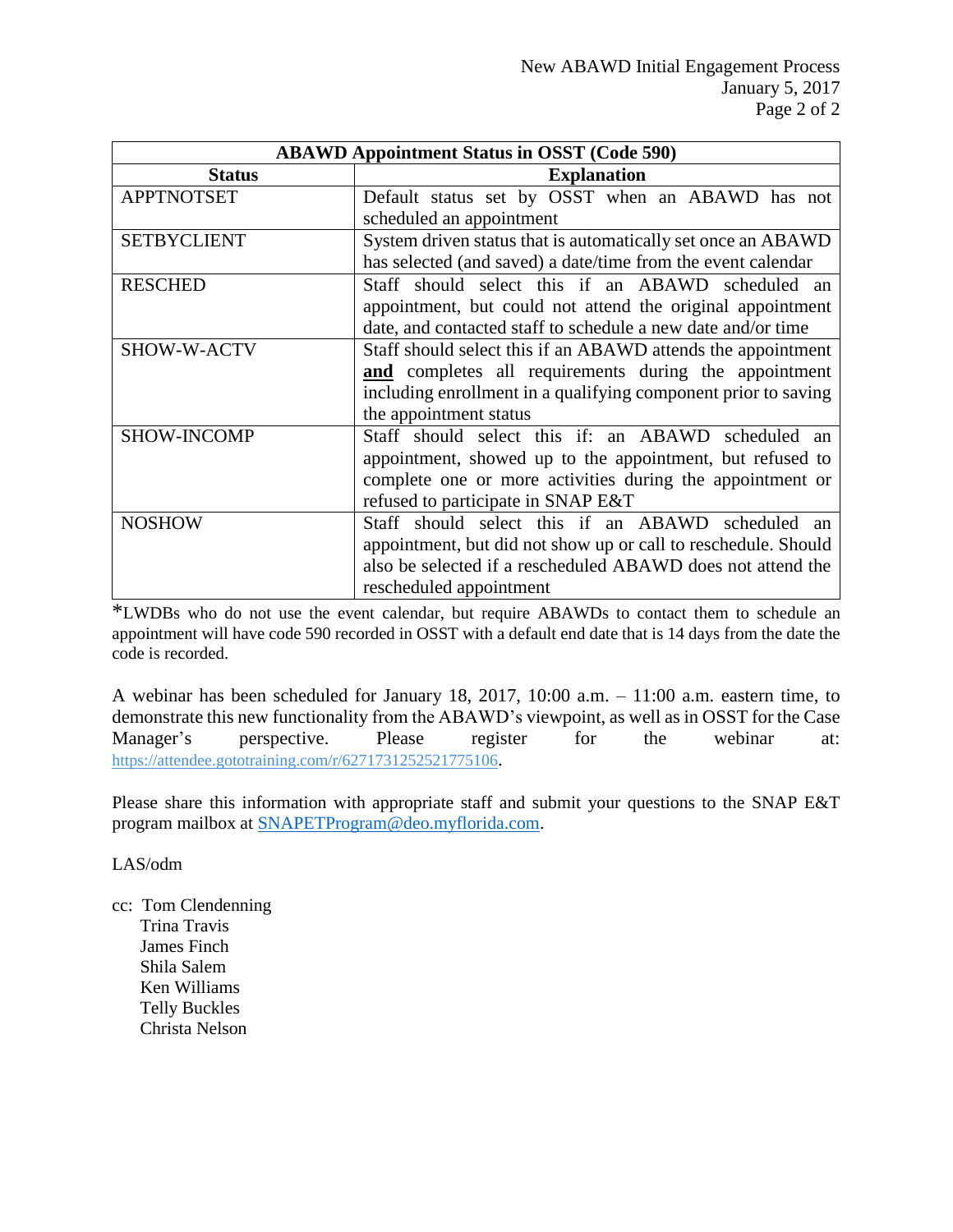| ABAWD Appointment Status in OSST (Code 590) | |
|---|---|
| **Status** | **Explanation** |
| APPTNOTSET | Default status set by OSST when an ABAWD has not scheduled an appointment |
| SETBYCLIENT | System driven status that is automatically set once an ABAWD has selected (and saved) a date/time from the event calendar |
| RESCHED | Staff should select this if an ABAWD scheduled an appointment, but could not attend the original appointment date, and contacted staff to schedule a new date and/or time |
| SHOW-W-ACTV | Staff should select this if an ABAWD attends the appointment **and** completes all requirements during the appointment including enrollment in a qualifying component prior to saving the appointment status |
| SHOW-INCOMP | Staff should select this if: an ABAWD scheduled an appointment, showed up to the appointment, but refused to complete one or more activities during the appointment or refused to participate in SNAP E&T |
| NOSHOW | Staff should select this if an ABAWD scheduled an appointment, but did not show up or call to reschedule. Should also be selected if a rescheduled ABAWD does not attend the rescheduled appointment |

*LWDBs who do not use the event calendar, but require ABAWDs to contact them to schedule an appointment will have code 590 recorded in OSST with a default end date that is 14 days from the date the code is recorded.

A webinar has been scheduled for January 18, 2017, 10:00 a.m. – 11:00 a.m. eastern time, to demonstrate this new functionality from the ABAWD's viewpoint, as well as in OSST for the Case Manager's perspective. Please register for the webinar at: https://attendee.gototraining.com/r/6271731252521775106.

Please share this information with appropriate staff and submit your questions to the SNAP E&T program mailbox at SNAPETProgram@deo.myflorida.com.

LAS/odm

cc: Tom Clendenning
Trina Travis
James Finch
Shila Salem
Ken Williams
Telly Buckles
Christa Nelson